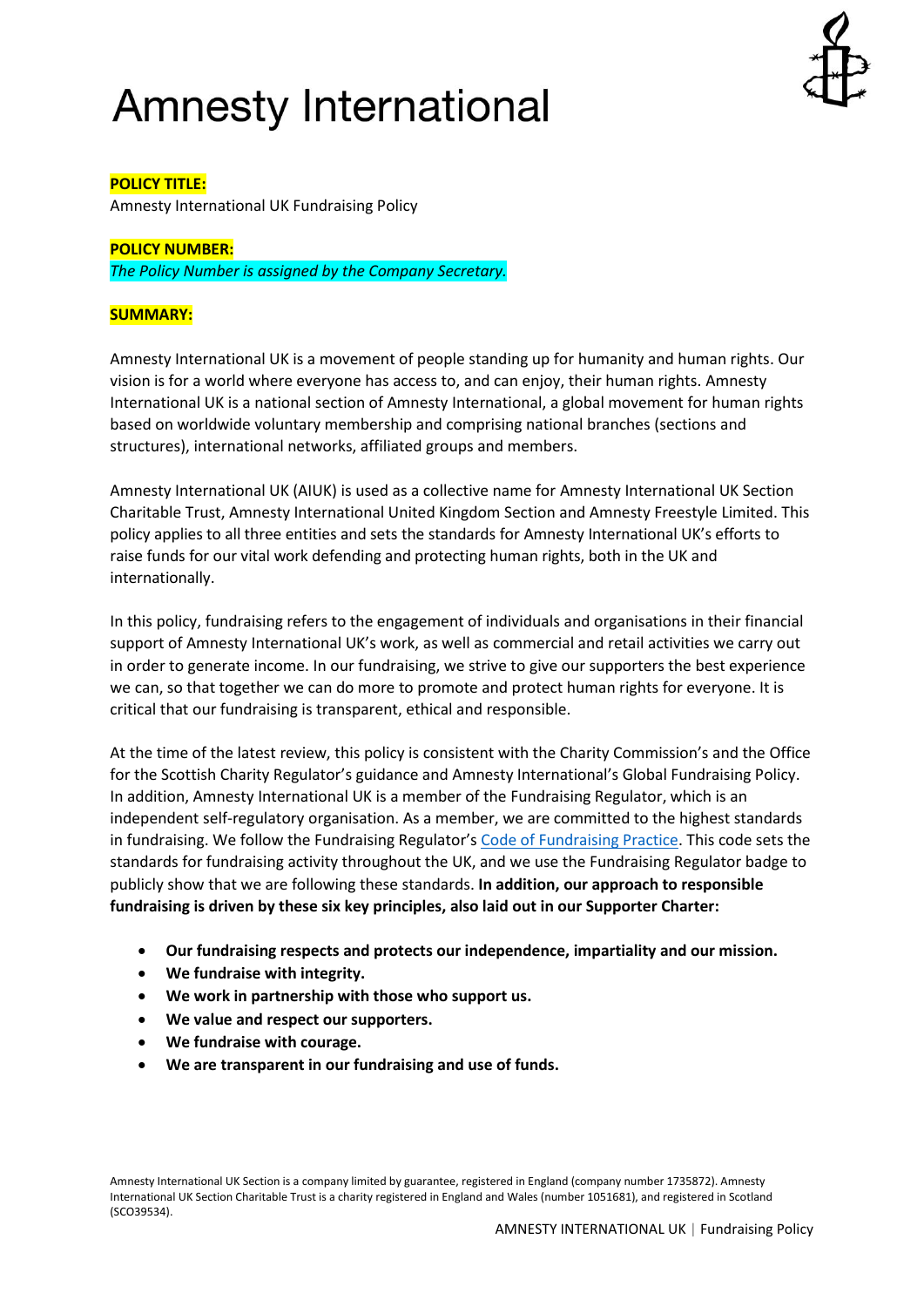# Amnesty International

**POLICY TITLE:**

Amnesty International UK Fundraising Policy

**POLICY NUMBER:**

*The Policy Number is assigned by the Company Secretary.*

**SUMMARY:**

Amnesty International UK is a movement of people standing up for humanity and human rights. Our vision is for a world where everyone has access to, and can enjoy, their human rights. Amnesty International UK is a national section of Amnesty International, a global movement for human rights based on worldwide voluntary membership and comprising national branches (sections and structures), international networks, affiliated groups and members.

Amnesty International UK (AIUK) is used as a collective name for Amnesty International UK Section Charitable Trust, Amnesty International United Kingdom Section and Amnesty Freestyle Limited. This policy applies to all three entities and sets the standards for Amnesty International UK's efforts to raise funds for our vital work defending and protecting human rights, both in the UK and internationally.

In this policy, fundraising refers to the engagement of individuals and organisations in their financial support of Amnesty International UK's work, as well as commercial and retail activities we carry out in order to generate income. In our fundraising, we strive to give our supporters the best experience we can, so that together we can do more to promote and protect human rights for everyone. It is critical that our fundraising is transparent, ethical and responsible.

At the time of the latest review, this policy is consistent with the Charity Commission's and the Office for the Scottish Charity Regulator's guidance and Amnesty International's Global Fundraising Policy. In addition, Amnesty International UK is a member of the Fundraising Regulator, which is an independent self-regulatory organisation. As a member, we are committed to the highest standards in fundraising. We follow the Fundraising Regulator's Code of Fundraising Practice. This code sets the standards for fundraising activity throughout the UK, and we use the Fundraising Regulator badge to publicly show that we are following these standards. **In addition, our approach to responsible fundraising is driven by these six key principles, also laid out in our Supporter Charter:**

- **Our fundraising respects and protects our independence, impartiality and our mission.**
- **We fundraise with integrity.**
- **We work in partnership with those who support us.**
- **We value and respect our supporters.**
- **We fundraise with courage.**
- **We are transparent in our fundraising and use of funds.**

Amnesty International UK Section is a company limited by guarantee, registered in England (company number 1735872). Amnesty International UK Section Charitable Trust is a charity registered in England and Wales (number 1051681), and registered in Scotland (SCO39534).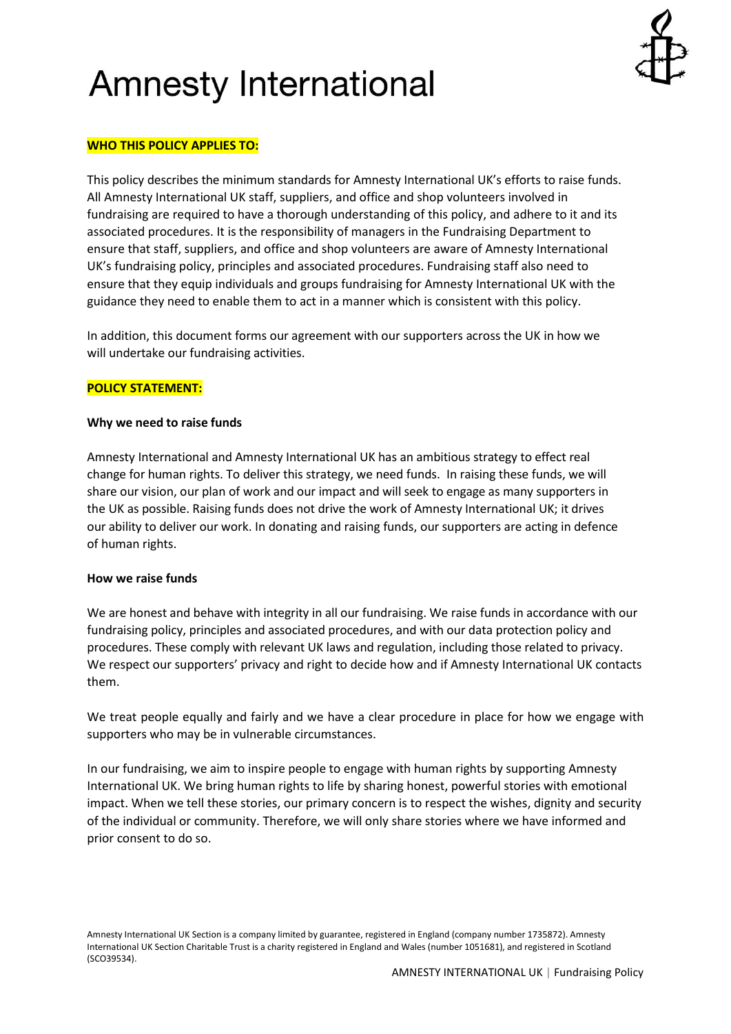# Amnesty International

**WHO THIS POLICY APPLIES TO:**

This policy describes the minimum standards for Amnesty International UK's efforts to raise funds. All Amnesty International UK staff, suppliers, and office and shop volunteers involved in fundraising are required to have a thorough understanding of this policy, and adhere to it and its associated procedures. It is the responsibility of managers in the Fundraising Department to ensure that staff, suppliers, and office and shop volunteers are aware of Amnesty International UK's fundraising policy, principles and associated procedures. Fundraising staff also need to ensure that they equip individuals and groups fundraising for Amnesty International UK with the guidance they need to enable them to act in a manner which is consistent with this policy.

In addition, this document forms our agreement with our supporters across the UK in how we will undertake our fundraising activities.

**POLICY STATEMENT:**

**Why we need to raise funds**

Amnesty International and Amnesty International UK has an ambitious strategy to effect real change for human rights. To deliver this strategy, we need funds. In raising these funds, we will share our vision, our plan of work and our impact and will seek to engage as many supporters in the UK as possible. Raising funds does not drive the work of Amnesty International UK; it drives our ability to deliver our work. In donating and raising funds, our supporters are acting in defence of human rights.

**How we raise funds**

We are honest and behave with integrity in all our fundraising. We raise funds in accordance with our fundraising policy, principles and associated procedures, and with our data protection policy and procedures. These comply with relevant UK laws and regulation, including those related to privacy. We respect our supporters' privacy and right to decide how and if Amnesty International UK contacts them.

We treat people equally and fairly and we have a clear procedure in place for how we engage with supporters who may be in vulnerable circumstances.

In our fundraising, we aim to inspire people to engage with human rights by supporting Amnesty International UK. We bring human rights to life by sharing honest, powerful stories with emotional impact. When we tell these stories, our primary concern is to respect the wishes, dignity and security of the individual or community. Therefore, we will only share stories where we have informed and prior consent to do so.

Amnesty International UK Section is a company limited by guarantee, registered in England (company number 1735872). Amnesty International UK Section Charitable Trust is a charity registered in England and Wales (number 1051681), and registered in Scotland (SCO39534).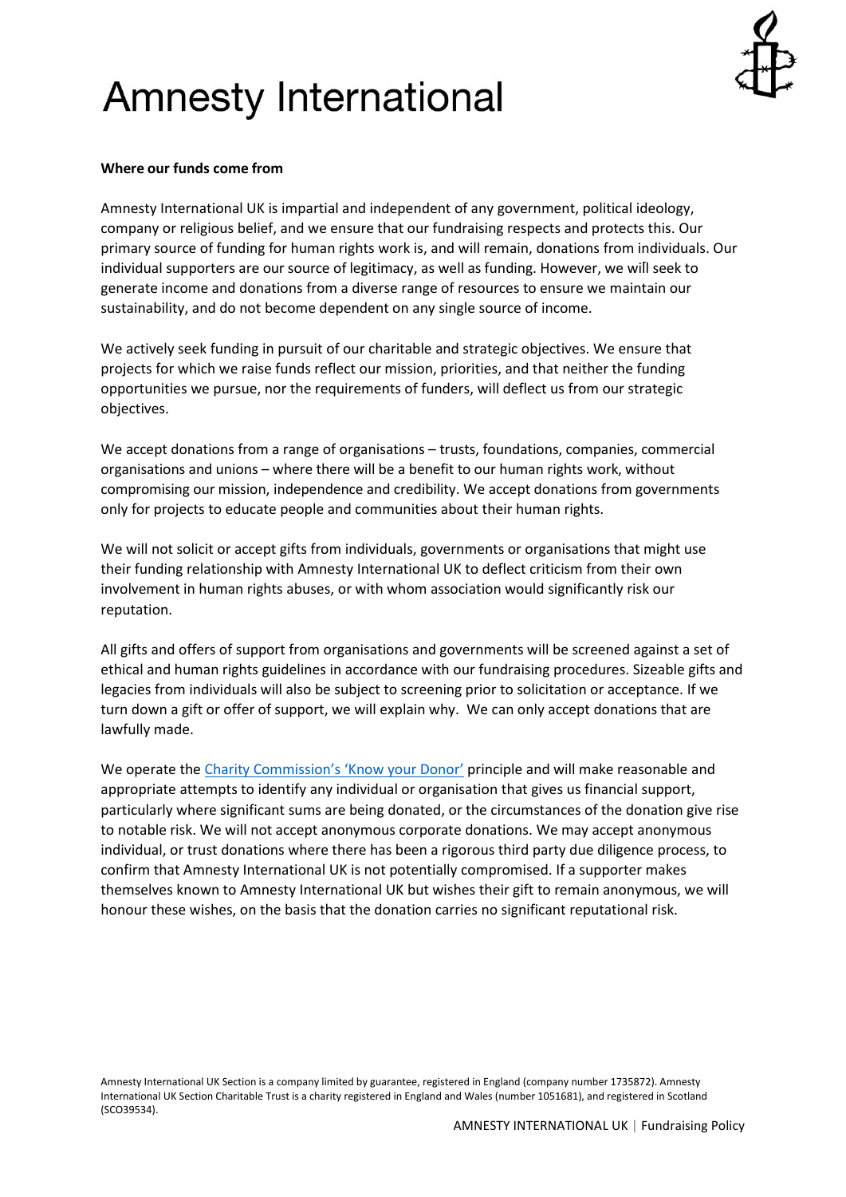# Amnesty International

**Where our funds come from**

Amnesty International UK is impartial and independent of any government, political ideology, company or religious belief, and we ensure that our fundraising respects and protects this. Our primary source of funding for human rights work is, and will remain, donations from individuals. Our individual supporters are our source of legitimacy, as well as funding. However, we will seek to generate income and donations from a diverse range of resources to ensure we maintain our sustainability, and do not become dependent on any single source of income.

We actively seek funding in pursuit of our charitable and strategic objectives. We ensure that projects for which we raise funds reflect our mission, priorities, and that neither the funding opportunities we pursue, nor the requirements of funders, will deflect us from our strategic objectives.

We accept donations from a range of organisations – trusts, foundations, companies, commercial organisations and unions – where there will be a benefit to our human rights work, without compromising our mission, independence and credibility. We accept donations from governments only for projects to educate people and communities about their human rights.

We will not solicit or accept gifts from individuals, governments or organisations that might use their funding relationship with Amnesty International UK to deflect criticism from their own involvement in human rights abuses, or with whom association would significantly risk our reputation.

All gifts and offers of support from organisations and governments will be screened against a set of ethical and human rights guidelines in accordance with our fundraising procedures. Sizeable gifts and legacies from individuals will also be subject to screening prior to solicitation or acceptance. If we turn down a gift or offer of support, we will explain why. We can only accept donations that are lawfully made.

We operate the Charity Commission's 'Know your Donor' principle and will make reasonable and appropriate attempts to identify any individual or organisation that gives us financial support, particularly where significant sums are being donated, or the circumstances of the donation give rise to notable risk. We will not accept anonymous corporate donations. We may accept anonymous individual, or trust donations where there has been a rigorous third party due diligence process, to confirm that Amnesty International UK is not potentially compromised. If a supporter makes themselves known to Amnesty International UK but wishes their gift to remain anonymous, we will honour these wishes, on the basis that the donation carries no significant reputational risk.

Amnesty International UK Section is a company limited by guarantee, registered in England (company number 1735872). Amnesty International UK Section Charitable Trust is a charity registered in England and Wales (number 1051681), and registered in Scotland (SCO39534).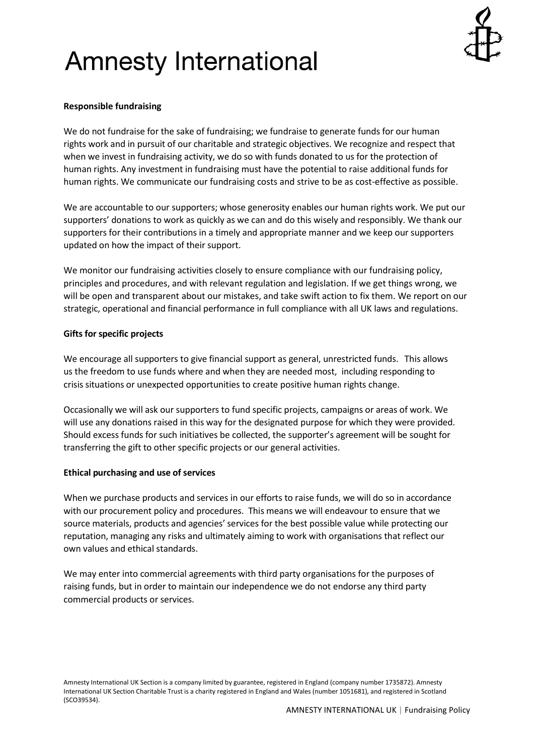**Responsible fundraising**

We do not fundraise for the sake of fundraising; we fundraise to generate funds for our human rights work and in pursuit of our charitable and strategic objectives. We recognize and respect that when we invest in fundraising activity, we do so with funds donated to us for the protection of human rights. Any investment in fundraising must have the potential to raise additional funds for human rights. We communicate our fundraising costs and strive to be as cost-effective as possible.

We are accountable to our supporters; whose generosity enables our human rights work. We put our supporters' donations to work as quickly as we can and do this wisely and responsibly. We thank our supporters for their contributions in a timely and appropriate manner and we keep our supporters updated on how the impact of their support.

We monitor our fundraising activities closely to ensure compliance with our fundraising policy, principles and procedures, and with relevant regulation and legislation. If we get things wrong, we will be open and transparent about our mistakes, and take swift action to fix them. We report on our strategic, operational and financial performance in full compliance with all UK laws and regulations.

**Gifts for specific projects**

We encourage all supporters to give financial support as general, unrestricted funds. This allows us the freedom to use funds where and when they are needed most, including responding to crisis situations or unexpected opportunities to create positive human rights change.

Occasionally we will ask our supporters to fund specific projects, campaigns or areas of work. We will use any donations raised in this way for the designated purpose for which they were provided. Should excess funds for such initiatives be collected, the supporter's agreement will be sought for transferring the gift to other specific projects or our general activities.

**Ethical purchasing and use of services**

When we purchase products and services in our efforts to raise funds, we will do so in accordance with our procurement policy and procedures. This means we will endeavour to ensure that we source materials, products and agencies' services for the best possible value while protecting our reputation, managing any risks and ultimately aiming to work with organisations that reflect our own values and ethical standards.

We may enter into commercial agreements with third party organisations for the purposes of raising funds, but in order to maintain our independence we do not endorse any third party commercial products or services.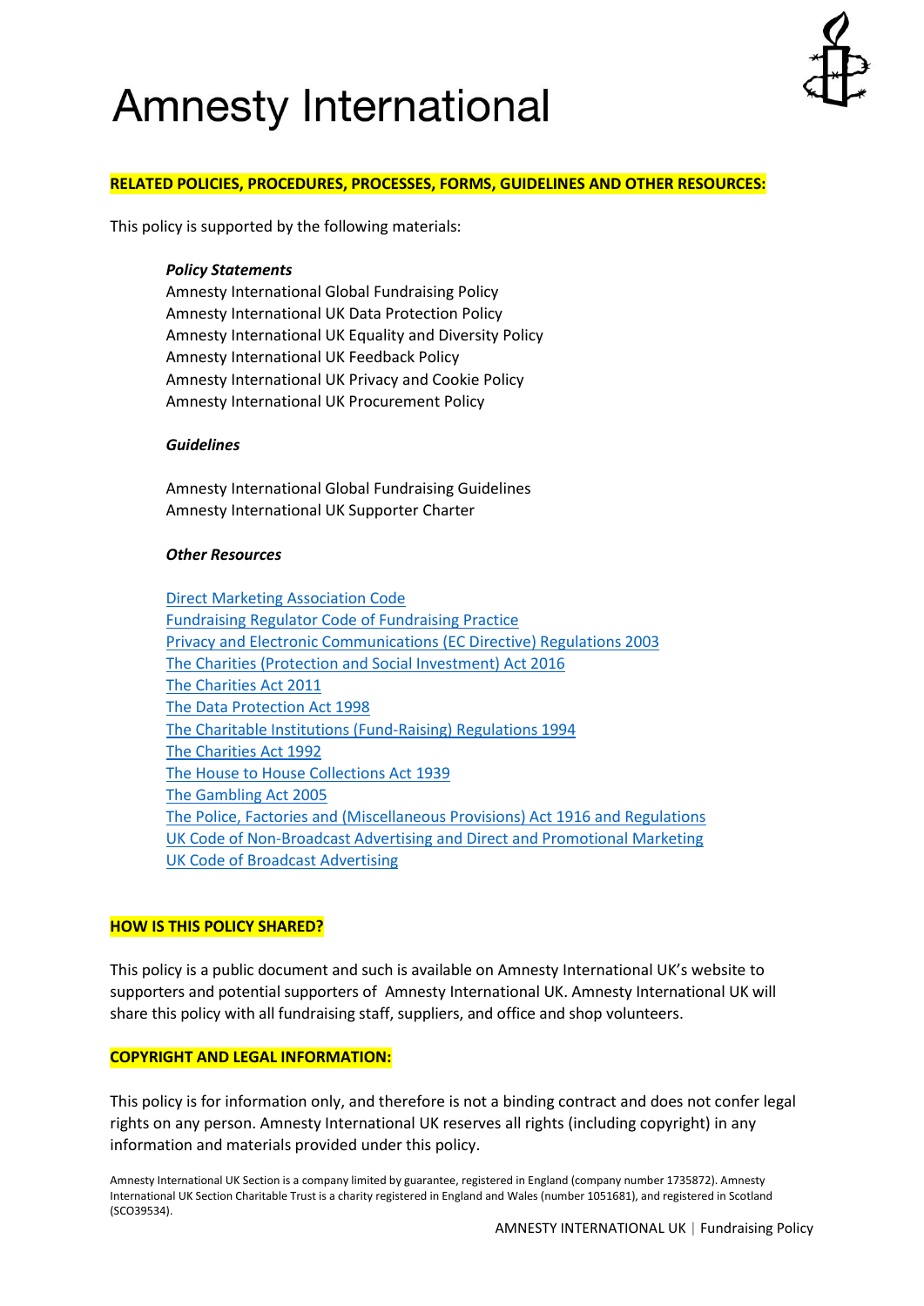# Amnesty International

## RELATED POLICIES, PROCEDURES, PROCESSES, FORMS, GUIDELINES AND OTHER RESOURCES:

This policy is supported by the following materials:

***Policy Statements***

Amnesty International Global Fundraising Policy
Amnesty International UK Data Protection Policy
Amnesty International UK Equality and Diversity Policy
Amnesty International UK Feedback Policy
Amnesty International UK Privacy and Cookie Policy
Amnesty International UK Procurement Policy

***Guidelines***

Amnesty International Global Fundraising Guidelines
Amnesty International UK Supporter Charter

***Other Resources***

Direct Marketing Association Code
Fundraising Regulator Code of Fundraising Practice
Privacy and Electronic Communications (EC Directive) Regulations 2003
The Charities (Protection and Social Investment) Act 2016
The Charities Act 2011
The Data Protection Act 1998
The Charitable Institutions (Fund-Raising) Regulations 1994
The Charities Act 1992
The House to House Collections Act 1939
The Gambling Act 2005
The Police, Factories and (Miscellaneous Provisions) Act 1916 and Regulations
UK Code of Non-Broadcast Advertising and Direct and Promotional Marketing
UK Code of Broadcast Advertising

## HOW IS THIS POLICY SHARED?

This policy is a public document and such is available on Amnesty International UK's website to supporters and potential supporters of Amnesty International UK. Amnesty International UK will share this policy with all fundraising staff, suppliers, and office and shop volunteers.

## COPYRIGHT AND LEGAL INFORMATION:

This policy is for information only, and therefore is not a binding contract and does not confer legal rights on any person. Amnesty International UK reserves all rights (including copyright) in any information and materials provided under this policy.

Amnesty International UK Section is a company limited by guarantee, registered in England (company number 1735872). Amnesty International UK Section Charitable Trust is a charity registered in England and Wales (number 1051681), and registered in Scotland (SCO39534).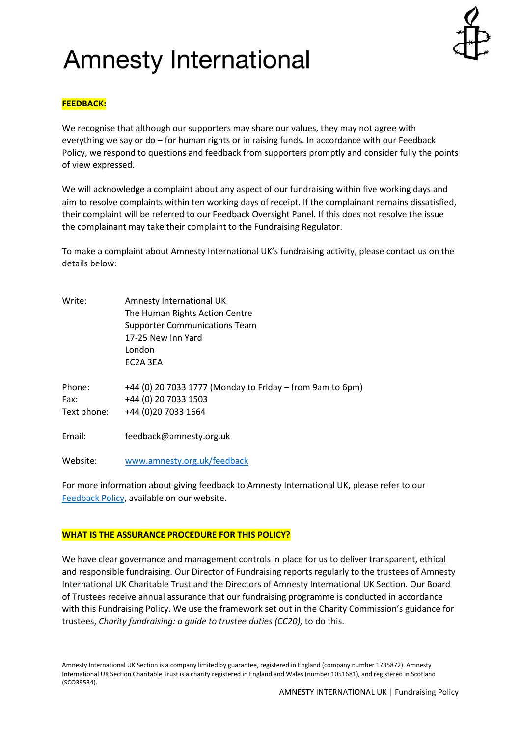# Amnesty International

**FEEDBACK:**

We recognise that although our supporters may share our values, they may not agree with everything we say or do – for human rights or in raising funds. In accordance with our Feedback Policy, we respond to questions and feedback from supporters promptly and consider fully the points of view expressed.

We will acknowledge a complaint about any aspect of our fundraising within five working days and aim to resolve complaints within ten working days of receipt. If the complainant remains dissatisfied, their complaint will be referred to our Feedback Oversight Panel. If this does not resolve the issue the complainant may take their complaint to the Fundraising Regulator.

To make a complaint about Amnesty International UK's fundraising activity, please contact us on the details below:

Write:
Amnesty International UK
The Human Rights Action Centre
Supporter Communications Team
17-25 New Inn Yard
London
EC2A 3EA

Phone: +44 (0) 20 7033 1777 (Monday to Friday – from 9am to 6pm)
Fax: +44 (0) 20 7033 1503
Text phone: +44 (0)20 7033 1664

Email: feedback@amnesty.org.uk

Website: [www.amnesty.org.uk/feedback](http://www.amnesty.org.uk/feedback)

For more information about giving feedback to Amnesty International UK, please refer to our [Feedback Policy](), available on our website.

**WHAT IS THE ASSURANCE PROCEDURE FOR THIS POLICY?**

We have clear governance and management controls in place for us to deliver transparent, ethical and responsible fundraising. Our Director of Fundraising reports regularly to the trustees of Amnesty International UK Charitable Trust and the Directors of Amnesty International UK Section. Our Board of Trustees receive annual assurance that our fundraising programme is conducted in accordance with this Fundraising Policy. We use the framework set out in the Charity Commission's guidance for trustees, *Charity fundraising: a guide to trustee duties (CC20),* to do this.

Amnesty International UK Section is a company limited by guarantee, registered in England (company number 1735872). Amnesty International UK Section Charitable Trust is a charity registered in England and Wales (number 1051681), and registered in Scotland (SCO39534).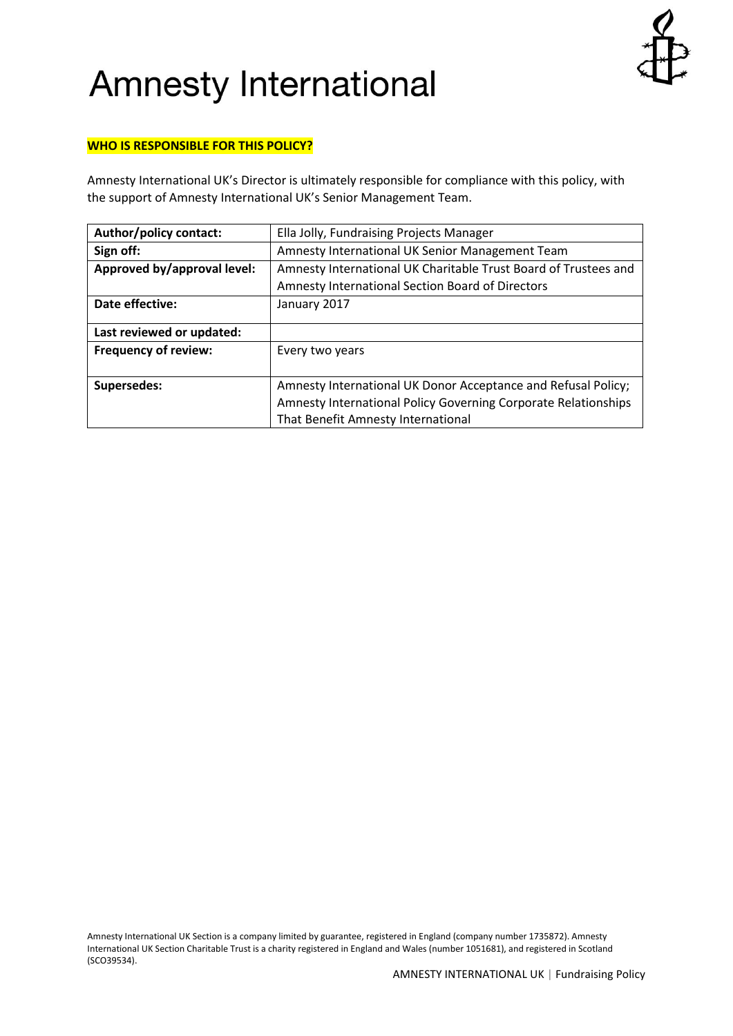# Amnesty International

**WHO IS RESPONSIBLE FOR THIS POLICY?**

Amnesty International UK's Director is ultimately responsible for compliance with this policy, with the support of Amnesty International UK's Senior Management Team.

| **Author/policy contact:** | Ella Jolly, Fundraising Projects Manager |
|---|---|
| **Sign off:** | Amnesty International UK Senior Management Team |
| **Approved by/approval level:** | Amnesty International UK Charitable Trust Board of Trustees and Amnesty International Section Board of Directors |
| **Date effective:** | January 2017 |
| **Last reviewed or updated:** | |
| **Frequency of review:** | Every two years |
| **Supersedes:** | Amnesty International UK Donor Acceptance and Refusal Policy; Amnesty International Policy Governing Corporate Relationships That Benefit Amnesty International |

Amnesty International UK Section is a company limited by guarantee, registered in England (company number 1735872). Amnesty International UK Section Charitable Trust is a charity registered in England and Wales (number 1051681), and registered in Scotland (SCO39534).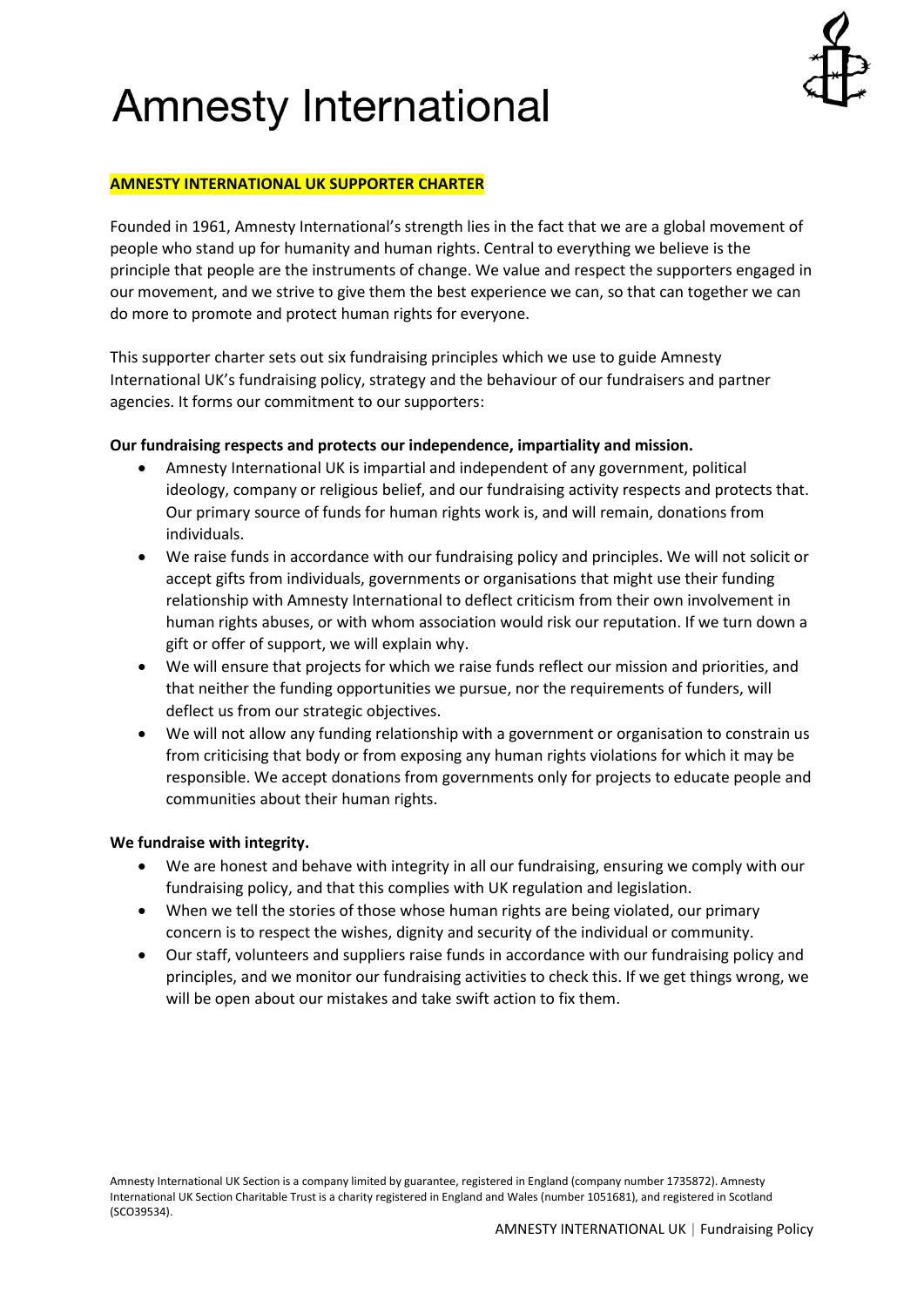# Amnesty International

**AMNESTY INTERNATIONAL UK SUPPORTER CHARTER**

Founded in 1961, Amnesty International's strength lies in the fact that we are a global movement of people who stand up for humanity and human rights. Central to everything we believe is the principle that people are the instruments of change. We value and respect the supporters engaged in our movement, and we strive to give them the best experience we can, so that can together we can do more to promote and protect human rights for everyone.

This supporter charter sets out six fundraising principles which we use to guide Amnesty International UK's fundraising policy, strategy and the behaviour of our fundraisers and partner agencies. It forms our commitment to our supporters:

**Our fundraising respects and protects our independence, impartiality and mission.**

- Amnesty International UK is impartial and independent of any government, political ideology, company or religious belief, and our fundraising activity respects and protects that. Our primary source of funds for human rights work is, and will remain, donations from individuals.
- We raise funds in accordance with our fundraising policy and principles. We will not solicit or accept gifts from individuals, governments or organisations that might use their funding relationship with Amnesty International to deflect criticism from their own involvement in human rights abuses, or with whom association would risk our reputation. If we turn down a gift or offer of support, we will explain why.
- We will ensure that projects for which we raise funds reflect our mission and priorities, and that neither the funding opportunities we pursue, nor the requirements of funders, will deflect us from our strategic objectives.
- We will not allow any funding relationship with a government or organisation to constrain us from criticising that body or from exposing any human rights violations for which it may be responsible. We accept donations from governments only for projects to educate people and communities about their human rights.

**We fundraise with integrity.**

- We are honest and behave with integrity in all our fundraising, ensuring we comply with our fundraising policy, and that this complies with UK regulation and legislation.
- When we tell the stories of those whose human rights are being violated, our primary concern is to respect the wishes, dignity and security of the individual or community.
- Our staff, volunteers and suppliers raise funds in accordance with our fundraising policy and principles, and we monitor our fundraising activities to check this. If we get things wrong, we will be open about our mistakes and take swift action to fix them.

Amnesty International UK Section is a company limited by guarantee, registered in England (company number 1735872). Amnesty International UK Section Charitable Trust is a charity registered in England and Wales (number 1051681), and registered in Scotland (SCO39534).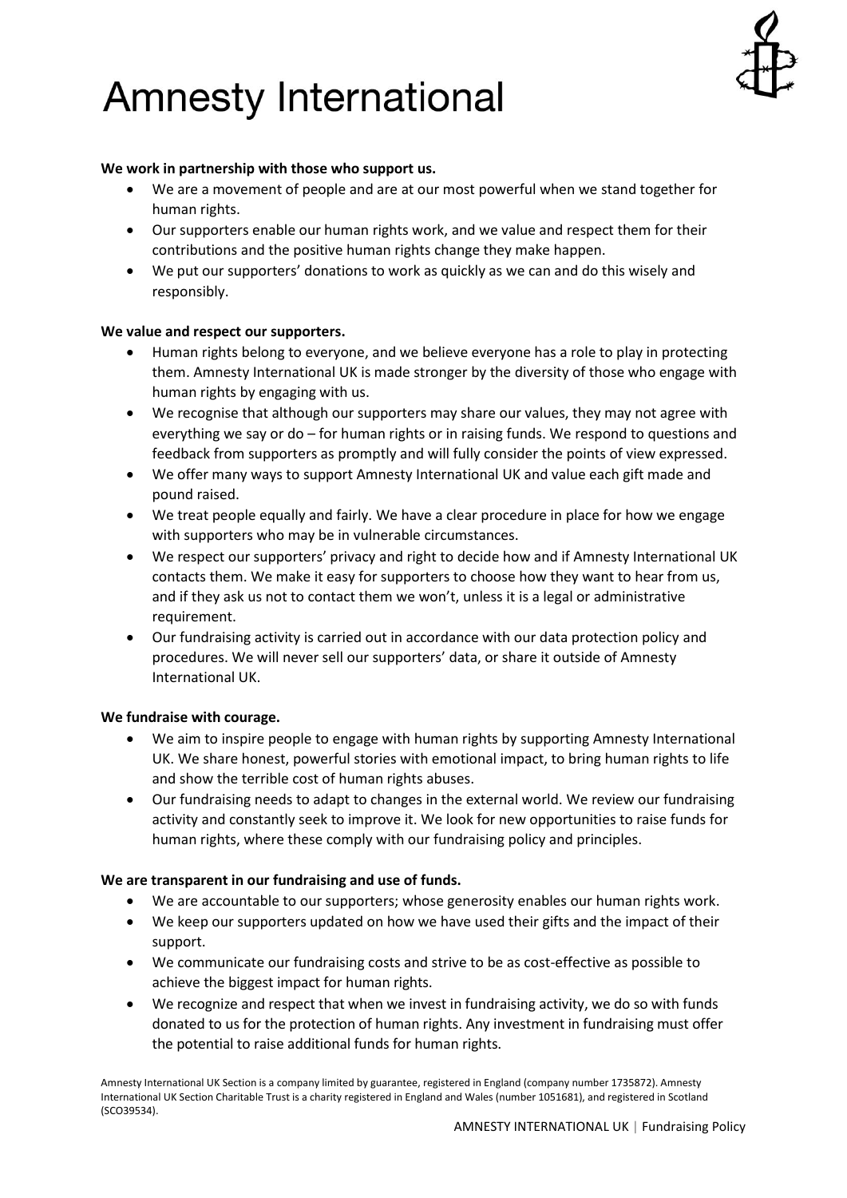# Amnesty International

**We work in partnership with those who support us.**

- We are a movement of people and are at our most powerful when we stand together for human rights.
- Our supporters enable our human rights work, and we value and respect them for their contributions and the positive human rights change they make happen.
- We put our supporters' donations to work as quickly as we can and do this wisely and responsibly.

**We value and respect our supporters.**

- Human rights belong to everyone, and we believe everyone has a role to play in protecting them. Amnesty International UK is made stronger by the diversity of those who engage with human rights by engaging with us.
- We recognise that although our supporters may share our values, they may not agree with everything we say or do – for human rights or in raising funds. We respond to questions and feedback from supporters as promptly and will fully consider the points of view expressed.
- We offer many ways to support Amnesty International UK and value each gift made and pound raised.
- We treat people equally and fairly. We have a clear procedure in place for how we engage with supporters who may be in vulnerable circumstances.
- We respect our supporters' privacy and right to decide how and if Amnesty International UK contacts them. We make it easy for supporters to choose how they want to hear from us, and if they ask us not to contact them we won't, unless it is a legal or administrative requirement.
- Our fundraising activity is carried out in accordance with our data protection policy and procedures. We will never sell our supporters' data, or share it outside of Amnesty International UK.

**We fundraise with courage.**

- We aim to inspire people to engage with human rights by supporting Amnesty International UK. We share honest, powerful stories with emotional impact, to bring human rights to life and show the terrible cost of human rights abuses.
- Our fundraising needs to adapt to changes in the external world. We review our fundraising activity and constantly seek to improve it. We look for new opportunities to raise funds for human rights, where these comply with our fundraising policy and principles.

**We are transparent in our fundraising and use of funds.**

- We are accountable to our supporters; whose generosity enables our human rights work.
- We keep our supporters updated on how we have used their gifts and the impact of their support.
- We communicate our fundraising costs and strive to be as cost-effective as possible to achieve the biggest impact for human rights.
- We recognize and respect that when we invest in fundraising activity, we do so with funds donated to us for the protection of human rights. Any investment in fundraising must offer the potential to raise additional funds for human rights.

Amnesty International UK Section is a company limited by guarantee, registered in England (company number 1735872). Amnesty International UK Section Charitable Trust is a charity registered in England and Wales (number 1051681), and registered in Scotland (SCO39534).